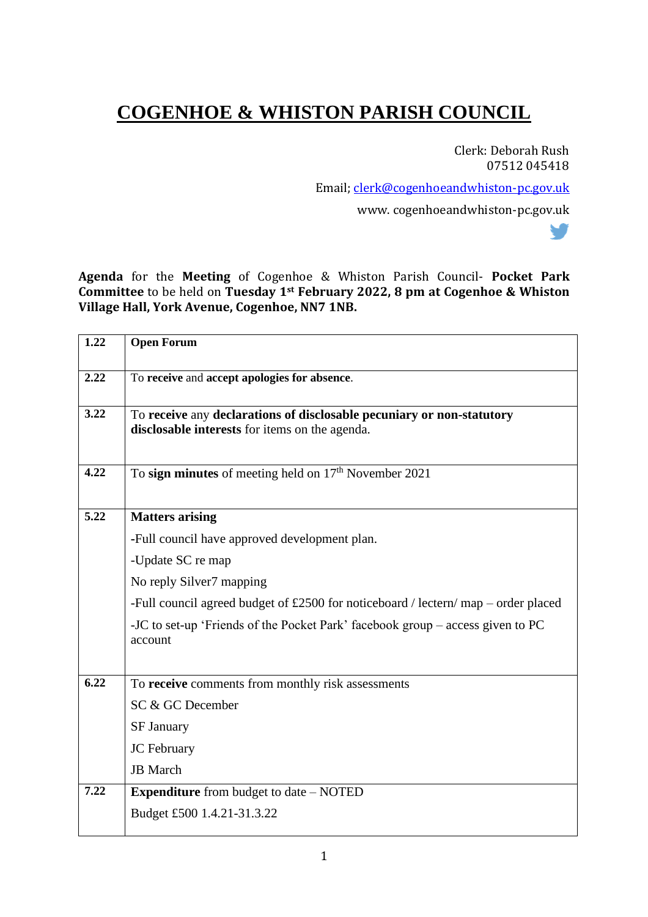# COGENHOE & WHISTON PARISH COUNCIL

Clerk: Deborah Rush
07512 045418

Email; clerk@cogenhoeandwhiston-pc.gov.uk

www. cogenhoeandwhiston-pc.gov.uk

**Agenda** for the **Meeting** of Cogenhoe & Whiston Parish Council- **Pocket Park Committee** to be held on **Tuesday 1st February 2022, 8 pm at Cogenhoe & Whiston Village Hall, York Avenue, Cogenhoe, NN7 1NB.**

| | |
|---|---|
| **1.22** | **Open Forum** |
| **2.22** | To **receive** and **accept apologies for absence**. |
| **3.22** | To **receive** any **declarations of disclosable pecuniary or non-statutory disclosable interests** for items on the agenda. |
| **4.22** | To **sign minutes** of meeting held on 17th November 2021 |
| **5.22** | **Matters arising**<br>-Full council have approved development plan.<br>-Update SC re map<br>No reply Silver7 mapping<br>-Full council agreed budget of £2500 for noticeboard / lectern/ map – order placed<br>-JC to set-up 'Friends of the Pocket Park' facebook group – access given to PC account |
| **6.22** | To **receive** comments from monthly risk assessments<br>SC & GC December<br>SF January<br>JC February<br>JB March |
| **7.22** | **Expenditure** from budget to date – NOTED<br>Budget £500 1.4.21-31.3.22 |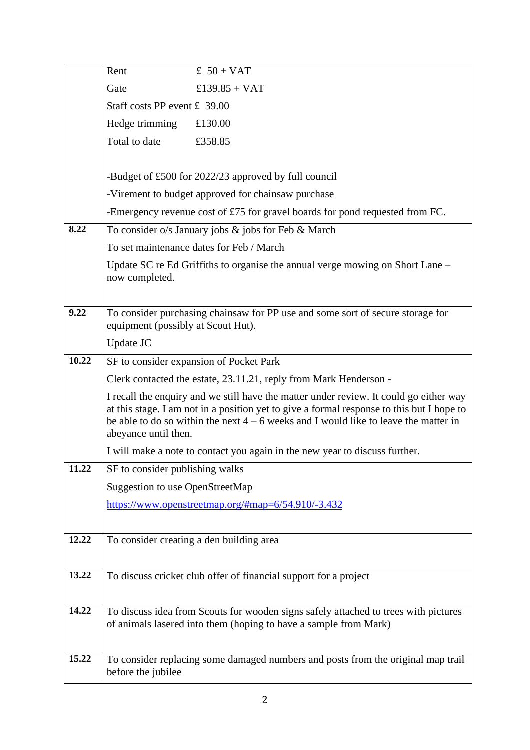| | |
|---|---|
| | Rent £ 50 + VAT<br>Gate £139.85 + VAT<br>Staff costs PP event £ 39.00<br>Hedge trimming £130.00<br>Total to date £358.85<br><br>-Budget of £500 for 2022/23 approved by full council<br>-Virement to budget approved for chainsaw purchase<br>-Emergency revenue cost of £75 for gravel boards for pond requested from FC. |
| **8.22** | To consider o/s January jobs & jobs for Feb & March<br>To set maintenance dates for Feb / March<br>Update SC re Ed Griffiths to organise the annual verge mowing on Short Lane – now completed. |
| **9.22** | To consider purchasing chainsaw for PP use and some sort of secure storage for equipment (possibly at Scout Hut).<br>Update JC |
| **10.22** | SF to consider expansion of Pocket Park<br>Clerk contacted the estate, 23.11.21, reply from Mark Henderson -<br>I recall the enquiry and we still have the matter under review. It could go either way at this stage. I am not in a position yet to give a formal response to this but I hope to be able to do so within the next 4 – 6 weeks and I would like to leave the matter in abeyance until then.<br>I will make a note to contact you again in the new year to discuss further. |
| **11.22** | SF to consider publishing walks<br>Suggestion to use OpenStreetMap<br>https://www.openstreetmap.org/#map=6/54.910/-3.432 |
| **12.22** | To consider creating a den building area |
| **13.22** | To discuss cricket club offer of financial support for a project |
| **14.22** | To discuss idea from Scouts for wooden signs safely attached to trees with pictures of animals lasered into them (hoping to have a sample from Mark) |
| **15.22** | To consider replacing some damaged numbers and posts from the original map trail before the jubilee |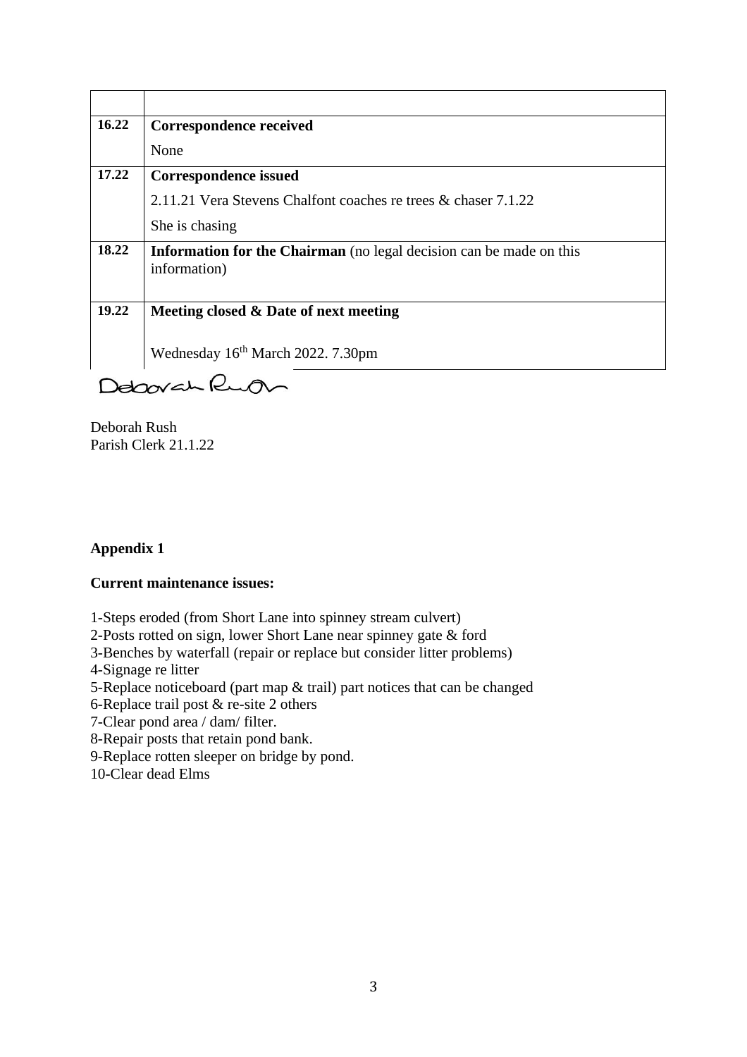| | |
|---|---|
| **16.22** | **Correspondence received**<br>None |
| **17.22** | **Correspondence issued**<br>2.11.21 Vera Stevens Chalfont coaches re trees & chaser 7.1.22<br>She is chasing |
| **18.22** | **Information for the Chairman** (no legal decision can be made on this information) |
| **19.22** | **Meeting closed & Date of next meeting**<br><br>Wednesday 16th March 2022. 7.30pm |

Deborah Rush

Deborah Rush
Parish Clerk 21.1.22

**Appendix 1**

**Current maintenance issues:**

1-Steps eroded (from Short Lane into spinney stream culvert)
2-Posts rotted on sign, lower Short Lane near spinney gate & ford
3-Benches by waterfall (repair or replace but consider litter problems)
4-Signage re litter
5-Replace noticeboard (part map & trail) part notices that can be changed
6-Replace trail post & re-site 2 others
7-Clear pond area / dam/ filter.
8-Repair posts that retain pond bank.
9-Replace rotten sleeper on bridge by pond.
10-Clear dead Elms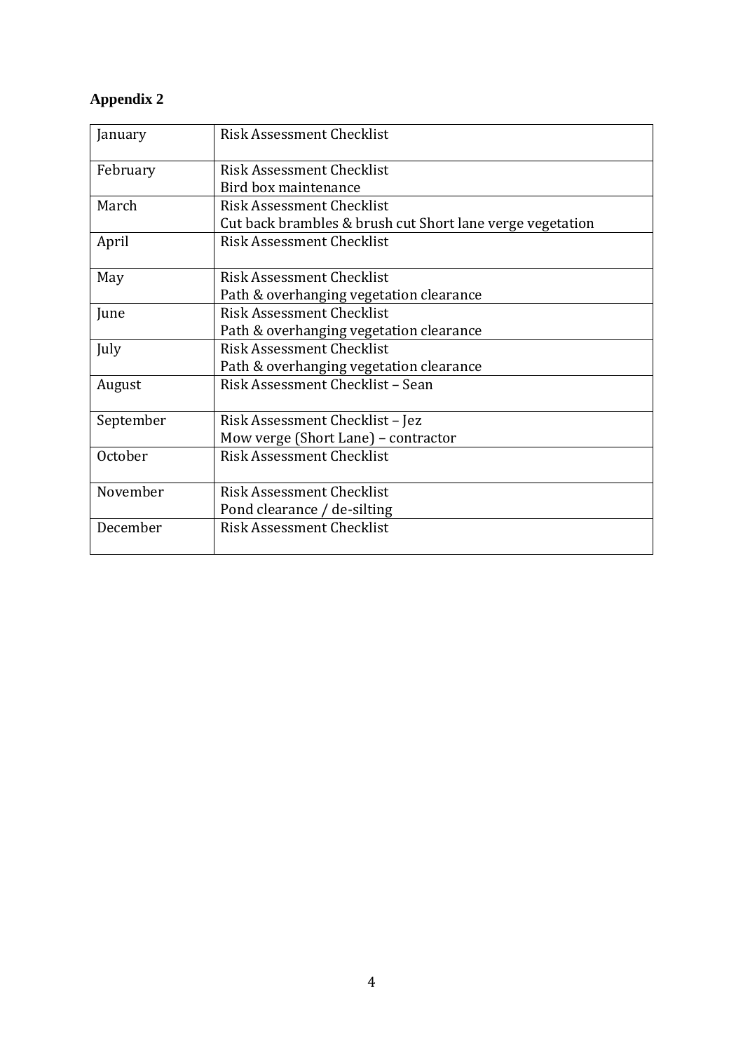**Appendix 2**

| | |
|---|---|
| January | Risk Assessment Checklist |
| February | Risk Assessment Checklist<br>Bird box maintenance |
| March | Risk Assessment Checklist<br>Cut back brambles & brush cut Short lane verge vegetation |
| April | Risk Assessment Checklist |
| May | Risk Assessment Checklist<br>Path & overhanging vegetation clearance |
| June | Risk Assessment Checklist<br>Path & overhanging vegetation clearance |
| July | Risk Assessment Checklist<br>Path & overhanging vegetation clearance |
| August | Risk Assessment Checklist – Sean |
| September | Risk Assessment Checklist – Jez<br>Mow verge (Short Lane) – contractor |
| October | Risk Assessment Checklist |
| November | Risk Assessment Checklist<br>Pond clearance / de-silting |
| December | Risk Assessment Checklist |